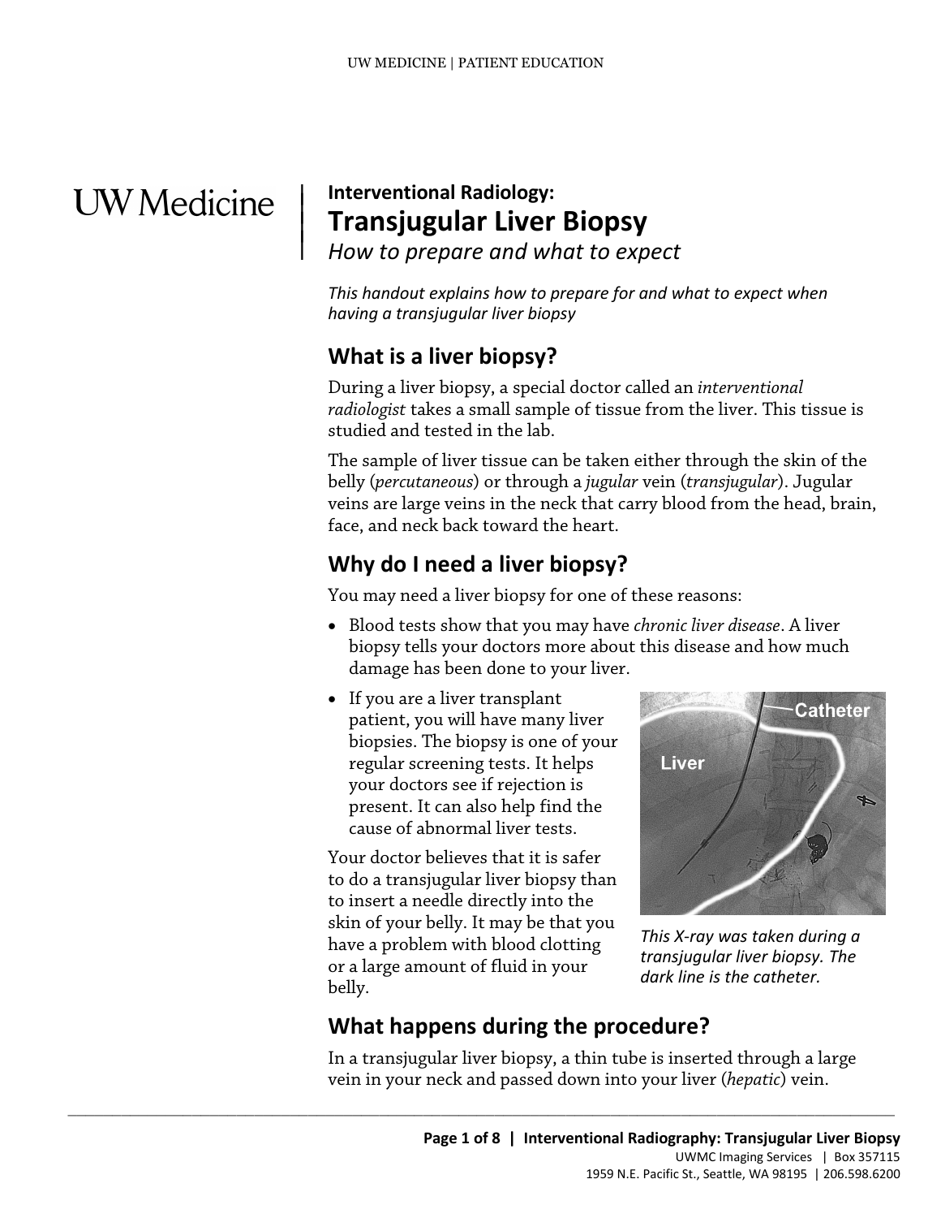UW Medicine

**Interventional Radiology:**

# Transjugular Liver Biopsy

*How to prepare and what to expect*

*This handout explains how to prepare for and what to expect when having a transjugular liver biopsy*

## What is a liver biopsy?

During a liver biopsy, a special doctor called an *interventional radiologist* takes a small sample of tissue from the liver. This tissue is studied and tested in the lab.

The sample of liver tissue can be taken either through the skin of the belly (*percutaneous*) or through a *jugular* vein (*transjugular*). Jugular veins are large veins in the neck that carry blood from the head, brain, face, and neck back toward the heart.

## Why do I need a liver biopsy?

You may need a liver biopsy for one of these reasons:

- Blood tests show that you may have *chronic liver disease*. A liver biopsy tells your doctors more about this disease and how much damage has been done to your liver.
- If you are a liver transplant patient, you will have many liver biopsies. The biopsy is one of your regular screening tests. It helps your doctors see if rejection is present. It can also help find the cause of abnormal liver tests.

Your doctor believes that it is safer to do a transjugular liver biopsy than to insert a needle directly into the skin of your belly. It may be that you have a problem with blood clotting or a large amount of fluid in your belly.

*This X-ray was taken during a transjugular liver biopsy. The dark line is the catheter.*

## What happens during the procedure?

In a transjugular liver biopsy, a thin tube is inserted through a large vein in your neck and passed down into your liver (*hepatic*) vein.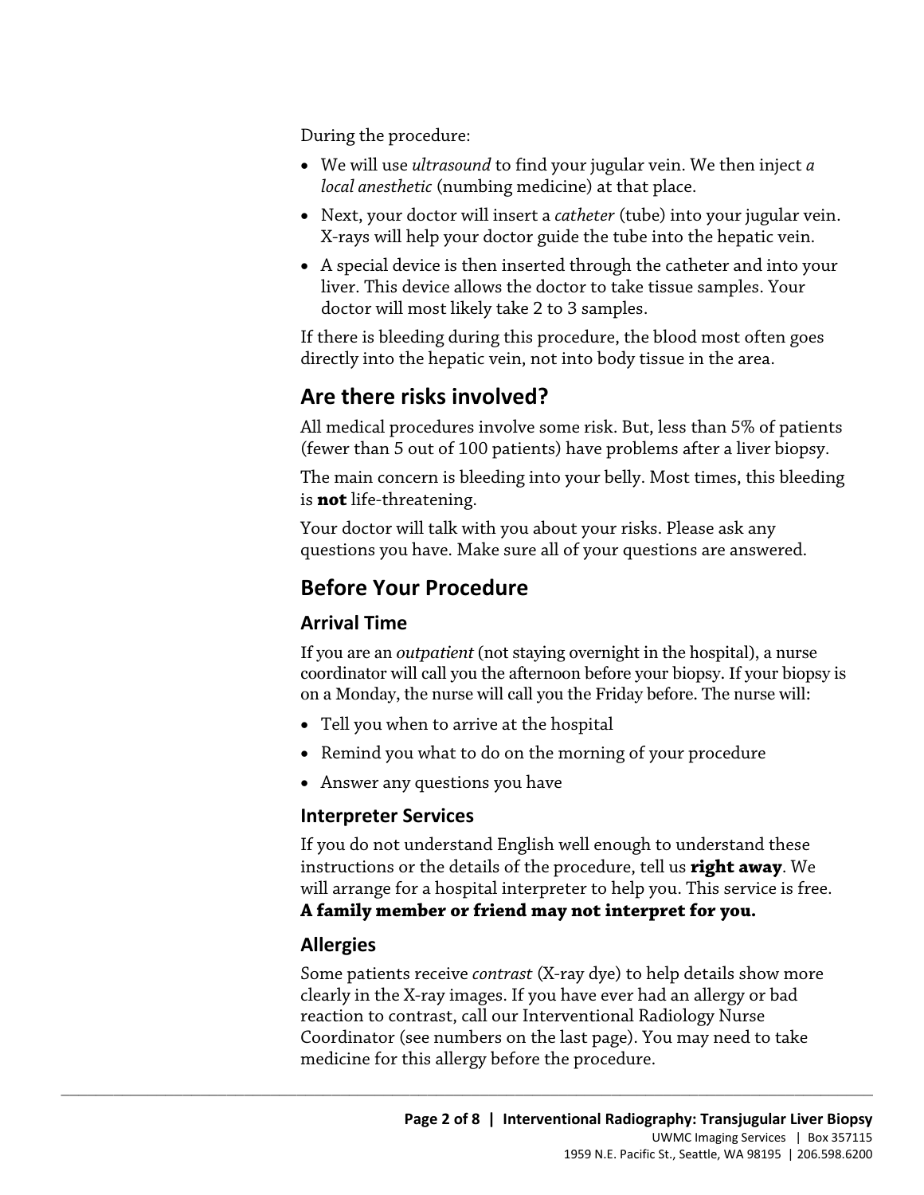During the procedure:

- We will use *ultrasound* to find your jugular vein. We then inject *a local anesthetic* (numbing medicine) at that place.
- Next, your doctor will insert a *catheter* (tube) into your jugular vein. X-rays will help your doctor guide the tube into the hepatic vein.
- A special device is then inserted through the catheter and into your liver. This device allows the doctor to take tissue samples. Your doctor will most likely take 2 to 3 samples.

If there is bleeding during this procedure, the blood most often goes directly into the hepatic vein, not into body tissue in the area.

## Are there risks involved?

All medical procedures involve some risk. But, less than 5% of patients (fewer than 5 out of 100 patients) have problems after a liver biopsy.

The main concern is bleeding into your belly. Most times, this bleeding is **not** life-threatening.

Your doctor will talk with you about your risks. Please ask any questions you have. Make sure all of your questions are answered.

## Before Your Procedure

### Arrival Time

If you are an *outpatient* (not staying overnight in the hospital), a nurse coordinator will call you the afternoon before your biopsy. If your biopsy is on a Monday, the nurse will call you the Friday before. The nurse will:

- Tell you when to arrive at the hospital
- Remind you what to do on the morning of your procedure
- Answer any questions you have

### Interpreter Services

If you do not understand English well enough to understand these instructions or the details of the procedure, tell us **right away**. We will arrange for a hospital interpreter to help you. This service is free. **A family member or friend may not interpret for you.**

### Allergies

Some patients receive *contrast* (X-ray dye) to help details show more clearly in the X-ray images. If you have ever had an allergy or bad reaction to contrast, call our Interventional Radiology Nurse Coordinator (see numbers on the last page). You may need to take medicine for this allergy before the procedure.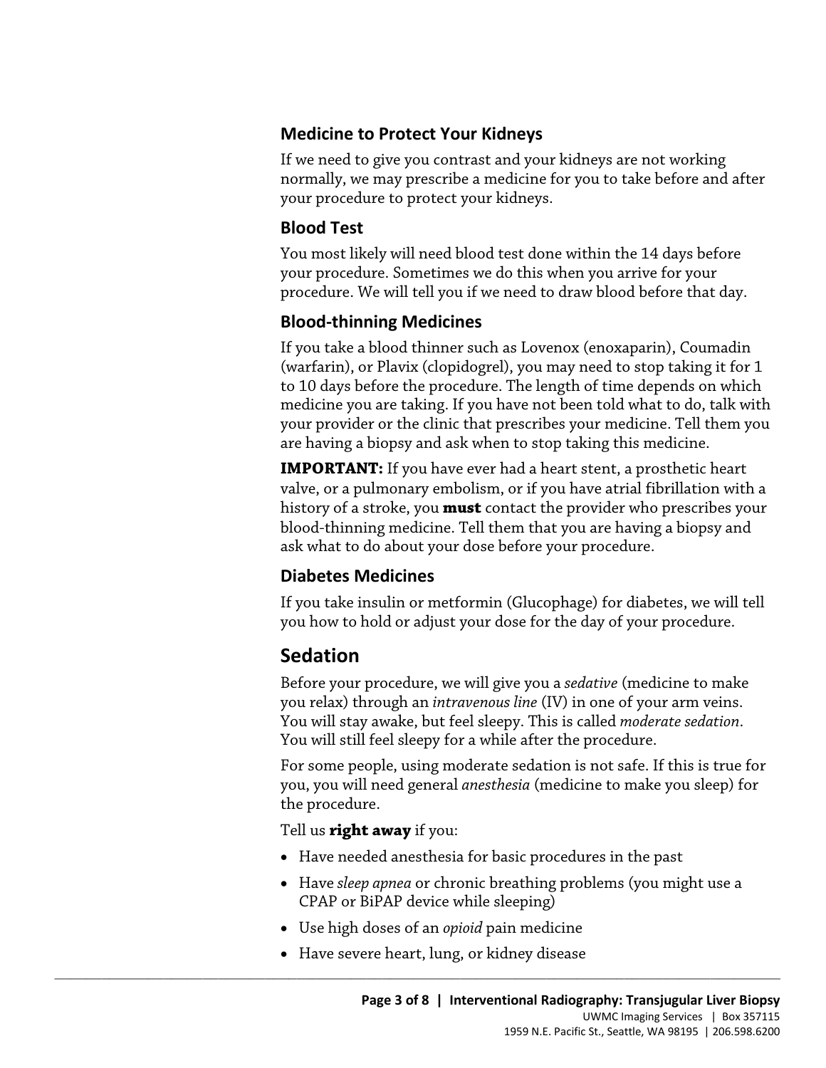### Medicine to Protect Your Kidneys

If we need to give you contrast and your kidneys are not working normally, we may prescribe a medicine for you to take before and after your procedure to protect your kidneys.

### Blood Test

You most likely will need blood test done within the 14 days before your procedure. Sometimes we do this when you arrive for your procedure. We will tell you if we need to draw blood before that day.

### Blood-thinning Medicines

If you take a blood thinner such as Lovenox (enoxaparin), Coumadin (warfarin), or Plavix (clopidogrel), you may need to stop taking it for 1 to 10 days before the procedure. The length of time depends on which medicine you are taking. If you have not been told what to do, talk with your provider or the clinic that prescribes your medicine. Tell them you are having a biopsy and ask when to stop taking this medicine.

**IMPORTANT:** If you have ever had a heart stent, a prosthetic heart valve, or a pulmonary embolism, or if you have atrial fibrillation with a history of a stroke, you **must** contact the provider who prescribes your blood-thinning medicine. Tell them that you are having a biopsy and ask what to do about your dose before your procedure.

### Diabetes Medicines

If you take insulin or metformin (Glucophage) for diabetes, we will tell you how to hold or adjust your dose for the day of your procedure.

## Sedation

Before your procedure, we will give you a *sedative* (medicine to make you relax) through an *intravenous line* (IV) in one of your arm veins. You will stay awake, but feel sleepy. This is called *moderate sedation*. You will still feel sleepy for a while after the procedure.

For some people, using moderate sedation is not safe. If this is true for you, you will need general *anesthesia* (medicine to make you sleep) for the procedure.

Tell us **right away** if you:

- Have needed anesthesia for basic procedures in the past
- Have *sleep apnea* or chronic breathing problems (you might use a CPAP or BiPAP device while sleeping)
- Use high doses of an *opioid* pain medicine
- Have severe heart, lung, or kidney disease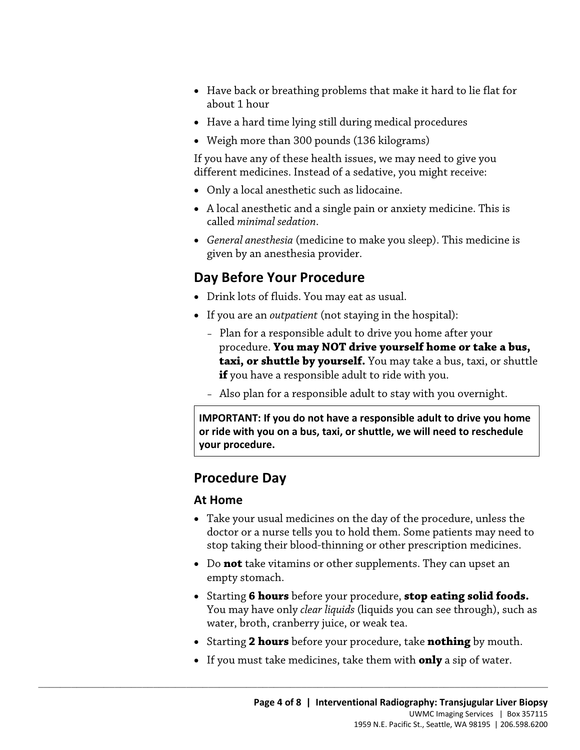- Have back or breathing problems that make it hard to lie flat for about 1 hour
- Have a hard time lying still during medical procedures
- Weigh more than 300 pounds (136 kilograms)

If you have any of these health issues, we may need to give you different medicines. Instead of a sedative, you might receive:

- Only a local anesthetic such as lidocaine.
- A local anesthetic and a single pain or anxiety medicine. This is called *minimal sedation*.
- *General anesthesia* (medicine to make you sleep). This medicine is given by an anesthesia provider.

## Day Before Your Procedure

- Drink lots of fluids. You may eat as usual.
- If you are an *outpatient* (not staying in the hospital):
  - Plan for a responsible adult to drive you home after your procedure. **You may NOT drive yourself home or take a bus, taxi, or shuttle by yourself.** You may take a bus, taxi, or shuttle **if** you have a responsible adult to ride with you.
  - Also plan for a responsible adult to stay with you overnight.

**IMPORTANT: If you do not have a responsible adult to drive you home or ride with you on a bus, taxi, or shuttle, we will need to reschedule your procedure.**

## Procedure Day

### At Home

- Take your usual medicines on the day of the procedure, unless the doctor or a nurse tells you to hold them. Some patients may need to stop taking their blood-thinning or other prescription medicines.
- Do **not** take vitamins or other supplements. They can upset an empty stomach.
- Starting **6 hours** before your procedure, **stop eating solid foods.** You may have only *clear liquids* (liquids you can see through), such as water, broth, cranberry juice, or weak tea.
- Starting **2 hours** before your procedure, take **nothing** by mouth.
- If you must take medicines, take them with **only** a sip of water.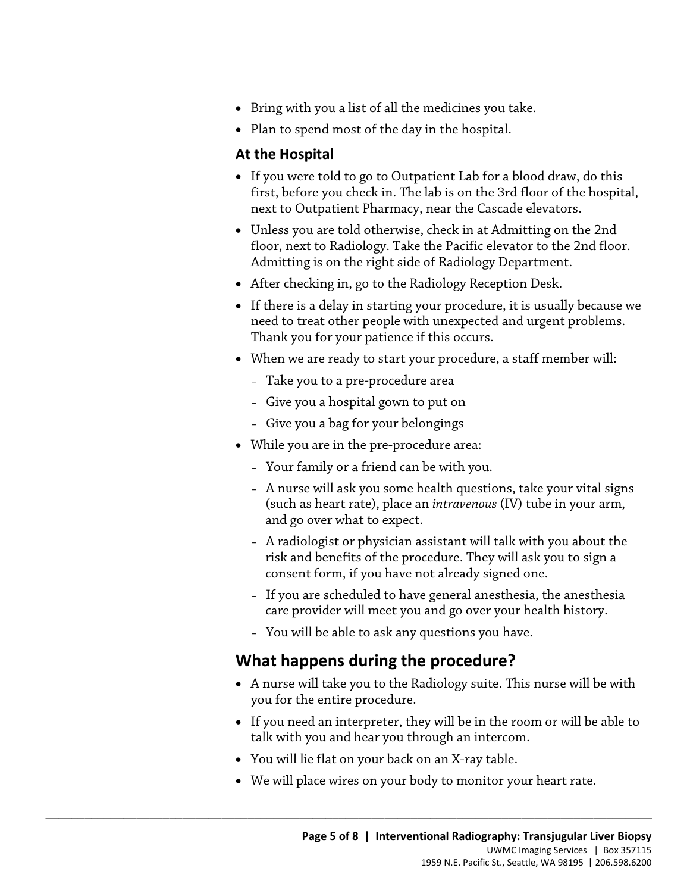- Bring with you a list of all the medicines you take.
- Plan to spend most of the day in the hospital.

### At the Hospital

- If you were told to go to Outpatient Lab for a blood draw, do this first, before you check in. The lab is on the 3rd floor of the hospital, next to Outpatient Pharmacy, near the Cascade elevators.
- Unless you are told otherwise, check in at Admitting on the 2nd floor, next to Radiology. Take the Pacific elevator to the 2nd floor. Admitting is on the right side of Radiology Department.
- After checking in, go to the Radiology Reception Desk.
- If there is a delay in starting your procedure, it is usually because we need to treat other people with unexpected and urgent problems. Thank you for your patience if this occurs.
- When we are ready to start your procedure, a staff member will:
  - Take you to a pre-procedure area
  - Give you a hospital gown to put on
  - Give you a bag for your belongings
- While you are in the pre-procedure area:
  - Your family or a friend can be with you.
  - A nurse will ask you some health questions, take your vital signs (such as heart rate), place an *intravenous* (IV) tube in your arm, and go over what to expect.
  - A radiologist or physician assistant will talk with you about the risk and benefits of the procedure. They will ask you to sign a consent form, if you have not already signed one.
  - If you are scheduled to have general anesthesia, the anesthesia care provider will meet you and go over your health history.
  - You will be able to ask any questions you have.

## What happens during the procedure?

- A nurse will take you to the Radiology suite. This nurse will be with you for the entire procedure.
- If you need an interpreter, they will be in the room or will be able to talk with you and hear you through an intercom.
- You will lie flat on your back on an X-ray table.
- We will place wires on your body to monitor your heart rate.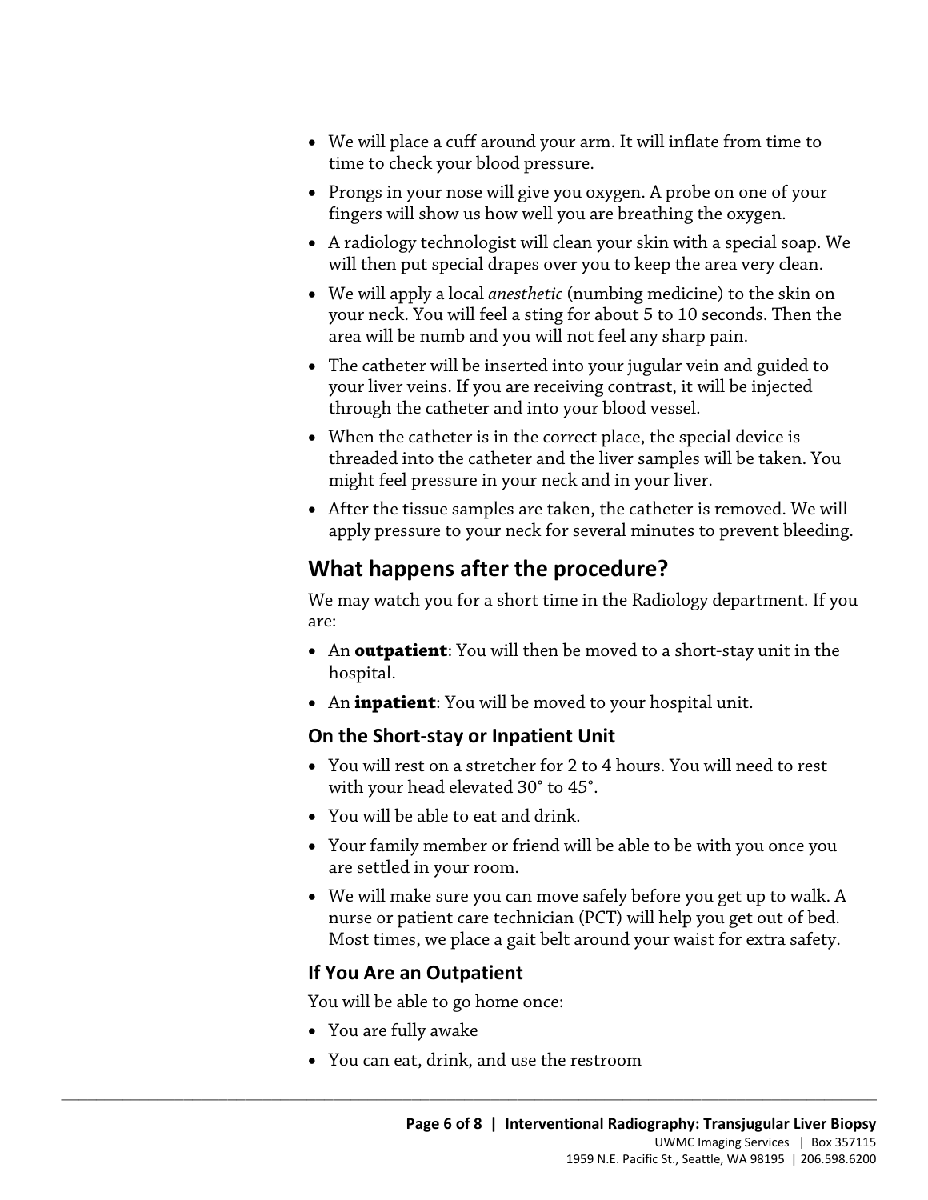- We will place a cuff around your arm. It will inflate from time to time to check your blood pressure.
- Prongs in your nose will give you oxygen. A probe on one of your fingers will show us how well you are breathing the oxygen.
- A radiology technologist will clean your skin with a special soap. We will then put special drapes over you to keep the area very clean.
- We will apply a local *anesthetic* (numbing medicine) to the skin on your neck. You will feel a sting for about 5 to 10 seconds. Then the area will be numb and you will not feel any sharp pain.
- The catheter will be inserted into your jugular vein and guided to your liver veins. If you are receiving contrast, it will be injected through the catheter and into your blood vessel.
- When the catheter is in the correct place, the special device is threaded into the catheter and the liver samples will be taken. You might feel pressure in your neck and in your liver.
- After the tissue samples are taken, the catheter is removed. We will apply pressure to your neck for several minutes to prevent bleeding.

## What happens after the procedure?

We may watch you for a short time in the Radiology department. If you are:

- An **outpatient**: You will then be moved to a short-stay unit in the hospital.
- An **inpatient**: You will be moved to your hospital unit.

### On the Short-stay or Inpatient Unit

- You will rest on a stretcher for 2 to 4 hours. You will need to rest with your head elevated 30° to 45°.
- You will be able to eat and drink.
- Your family member or friend will be able to be with you once you are settled in your room.
- We will make sure you can move safely before you get up to walk. A nurse or patient care technician (PCT) will help you get out of bed. Most times, we place a gait belt around your waist for extra safety.

### If You Are an Outpatient

You will be able to go home once:

- You are fully awake
- You can eat, drink, and use the restroom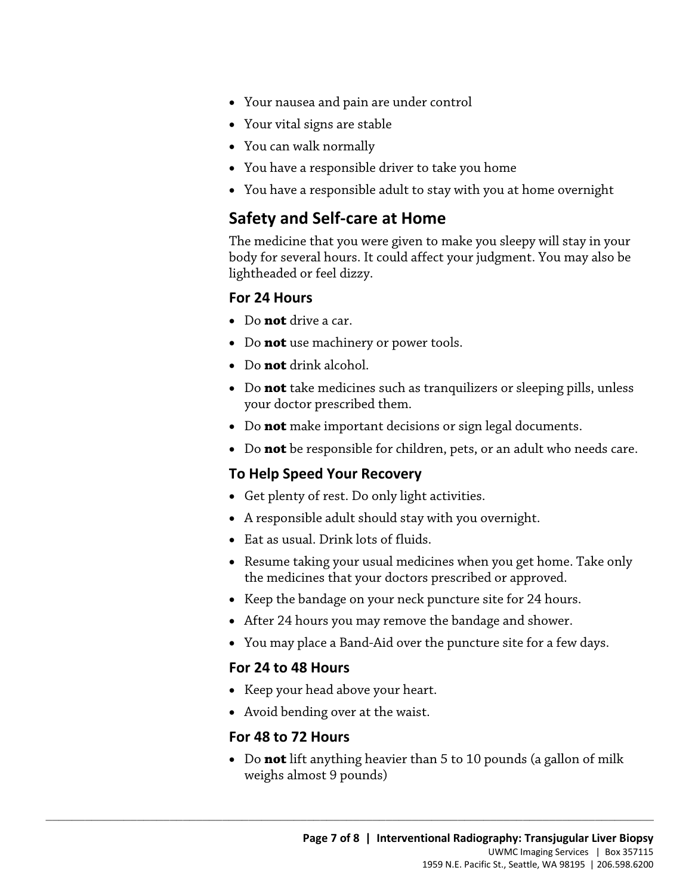- Your nausea and pain are under control
- Your vital signs are stable
- You can walk normally
- You have a responsible driver to take you home
- You have a responsible adult to stay with you at home overnight

## Safety and Self-care at Home

The medicine that you were given to make you sleepy will stay in your body for several hours. It could affect your judgment. You may also be lightheaded or feel dizzy.

### For 24 Hours

- Do **not** drive a car.
- Do **not** use machinery or power tools.
- Do **not** drink alcohol.
- Do **not** take medicines such as tranquilizers or sleeping pills, unless your doctor prescribed them.
- Do **not** make important decisions or sign legal documents.
- Do **not** be responsible for children, pets, or an adult who needs care.

### To Help Speed Your Recovery

- Get plenty of rest. Do only light activities.
- A responsible adult should stay with you overnight.
- Eat as usual. Drink lots of fluids.
- Resume taking your usual medicines when you get home. Take only the medicines that your doctors prescribed or approved.
- Keep the bandage on your neck puncture site for 24 hours.
- After 24 hours you may remove the bandage and shower.
- You may place a Band-Aid over the puncture site for a few days.

### For 24 to 48 Hours

- Keep your head above your heart.
- Avoid bending over at the waist.

### For 48 to 72 Hours

- Do **not** lift anything heavier than 5 to 10 pounds (a gallon of milk weighs almost 9 pounds)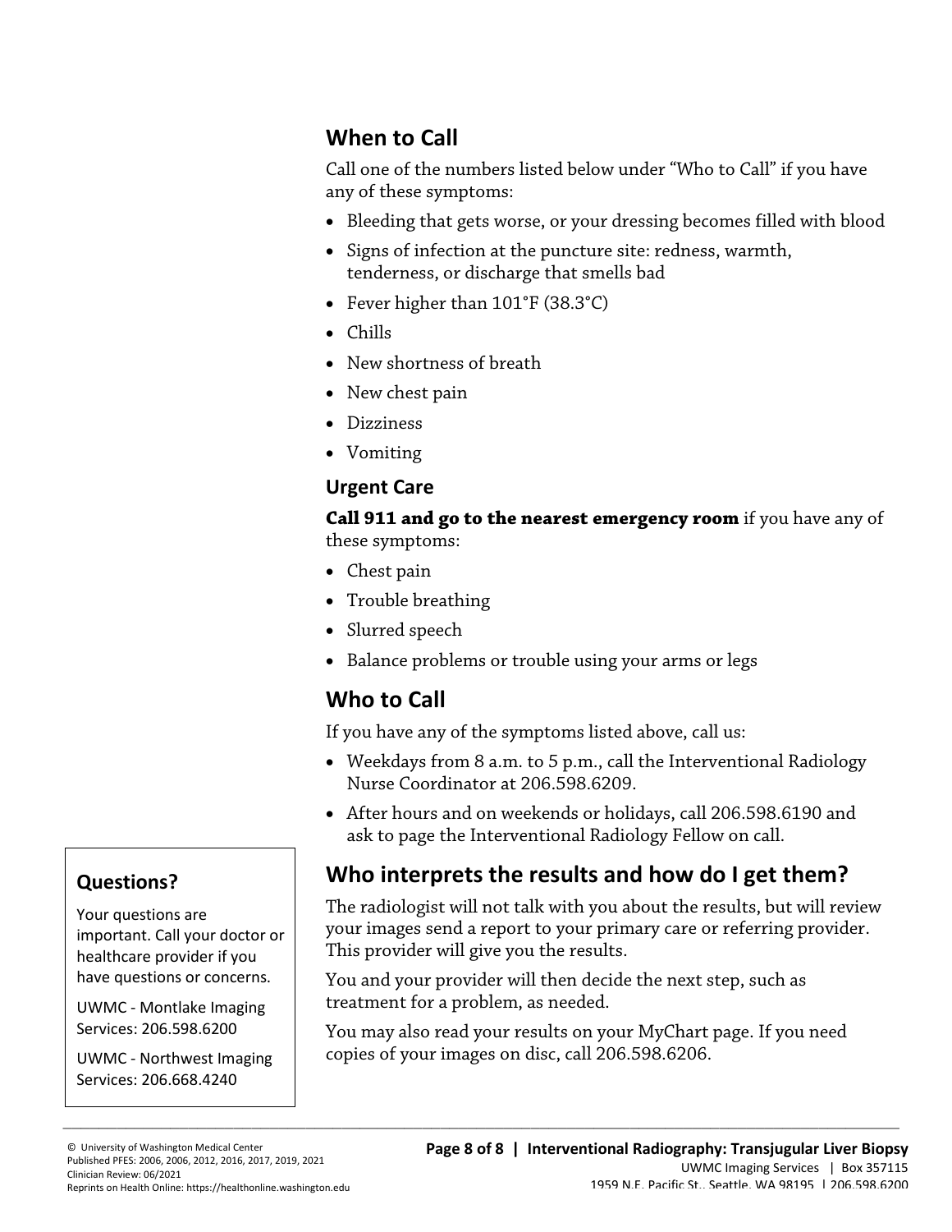## When to Call

Call one of the numbers listed below under "Who to Call" if you have any of these symptoms:

- Bleeding that gets worse, or your dressing becomes filled with blood
- Signs of infection at the puncture site: redness, warmth, tenderness, or discharge that smells bad
- Fever higher than 101°F (38.3°C)
- Chills
- New shortness of breath
- New chest pain
- Dizziness
- Vomiting

### Urgent Care

**Call 911 and go to the nearest emergency room** if you have any of these symptoms:

- Chest pain
- Trouble breathing
- Slurred speech
- Balance problems or trouble using your arms or legs

## Who to Call

If you have any of the symptoms listed above, call us:

- Weekdays from 8 a.m. to 5 p.m., call the Interventional Radiology Nurse Coordinator at 206.598.6209.
- After hours and on weekends or holidays, call 206.598.6190 and ask to page the Interventional Radiology Fellow on call.

## Who interprets the results and how do I get them?

The radiologist will not talk with you about the results, but will review your images send a report to your primary care or referring provider. This provider will give you the results.

You and your provider will then decide the next step, such as treatment for a problem, as needed.

You may also read your results on your MyChart page. If you need copies of your images on disc, call 206.598.6206.

### Questions?

Your questions are important. Call your doctor or healthcare provider if you have questions or concerns.

UWMC - Montlake Imaging Services: 206.598.6200

UWMC - Northwest Imaging Services: 206.668.4240

© University of Washington Medical Center
Published PFES: 2006, 2006, 2012, 2016, 2017, 2019, 2021
Clinician Review: 06/2021
Reprints on Health Online: https://healthonline.washington.edu

UWMC Imaging Services | Box 357115
1959 N.E. Pacific St., Seattle, WA 98195 | 206.598.6200